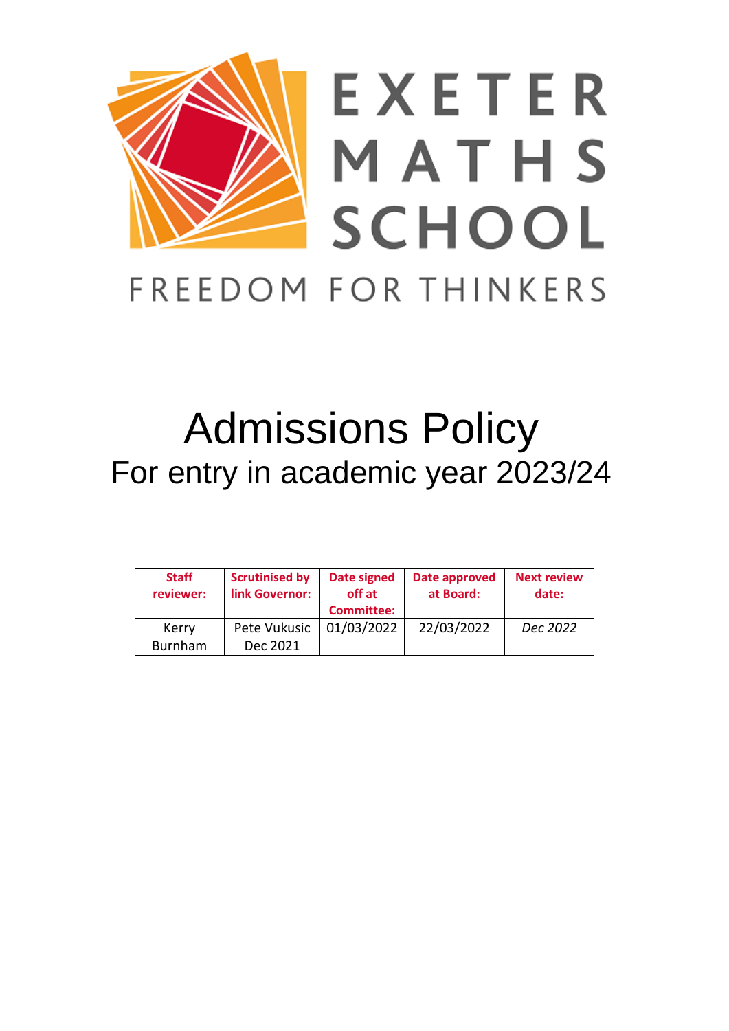EXETER MATHS SCHOOL

FREEDOM FOR THINKERS

# Admissions Policy

## For entry in academic year 2023/24

| Staff reviewer: | Scrutinised by link Governor: | Date signed off at Committee: | Date approved at Board: | Next review date: |
|---|---|---|---|---|
| Kerry Burnham | Pete Vukusic Dec 2021 | 01/03/2022 | 22/03/2022 | *Dec 2022* |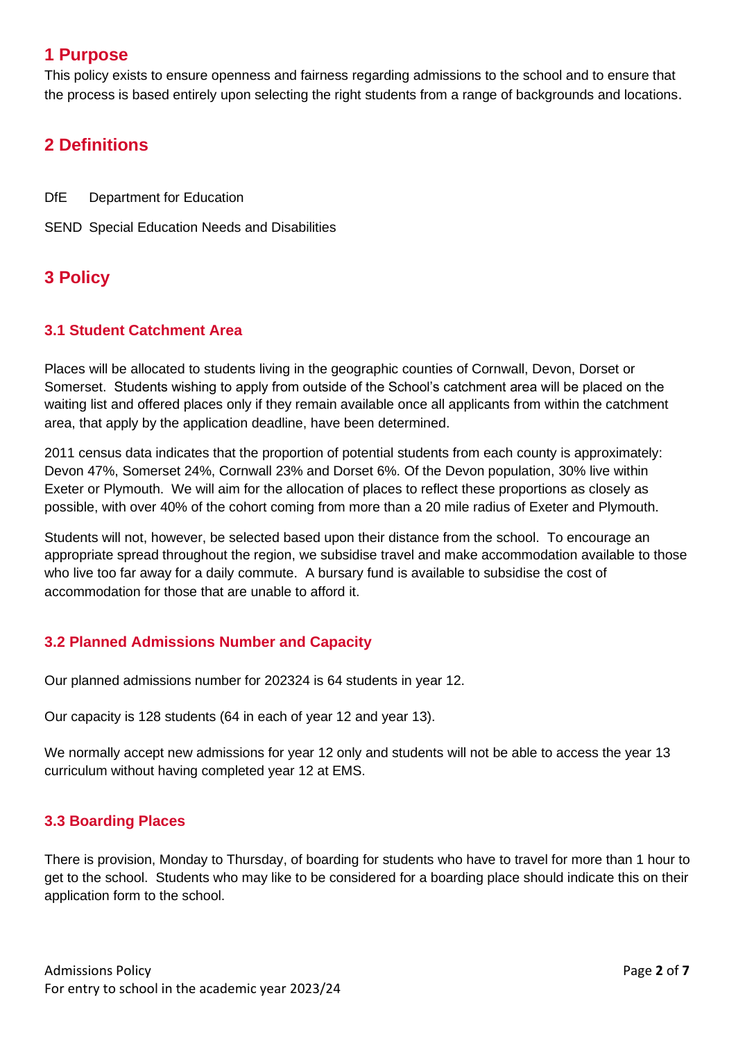## 1 Purpose

This policy exists to ensure openness and fairness regarding admissions to the school and to ensure that the process is based entirely upon selecting the right students from a range of backgrounds and locations.

## 2 Definitions

DfE Department for Education

SEND Special Education Needs and Disabilities

## 3 Policy

### 3.1 Student Catchment Area

Places will be allocated to students living in the geographic counties of Cornwall, Devon, Dorset or Somerset. Students wishing to apply from outside of the School's catchment area will be placed on the waiting list and offered places only if they remain available once all applicants from within the catchment area, that apply by the application deadline, have been determined.

2011 census data indicates that the proportion of potential students from each county is approximately: Devon 47%, Somerset 24%, Cornwall 23% and Dorset 6%. Of the Devon population, 30% live within Exeter or Plymouth. We will aim for the allocation of places to reflect these proportions as closely as possible, with over 40% of the cohort coming from more than a 20 mile radius of Exeter and Plymouth.

Students will not, however, be selected based upon their distance from the school. To encourage an appropriate spread throughout the region, we subsidise travel and make accommodation available to those who live too far away for a daily commute. A bursary fund is available to subsidise the cost of accommodation for those that are unable to afford it.

### 3.2 Planned Admissions Number and Capacity

Our planned admissions number for 202324 is 64 students in year 12.

Our capacity is 128 students (64 in each of year 12 and year 13).

We normally accept new admissions for year 12 only and students will not be able to access the year 13 curriculum without having completed year 12 at EMS.

### 3.3 Boarding Places

There is provision, Monday to Thursday, of boarding for students who have to travel for more than 1 hour to get to the school. Students who may like to be considered for a boarding place should indicate this on their application form to the school.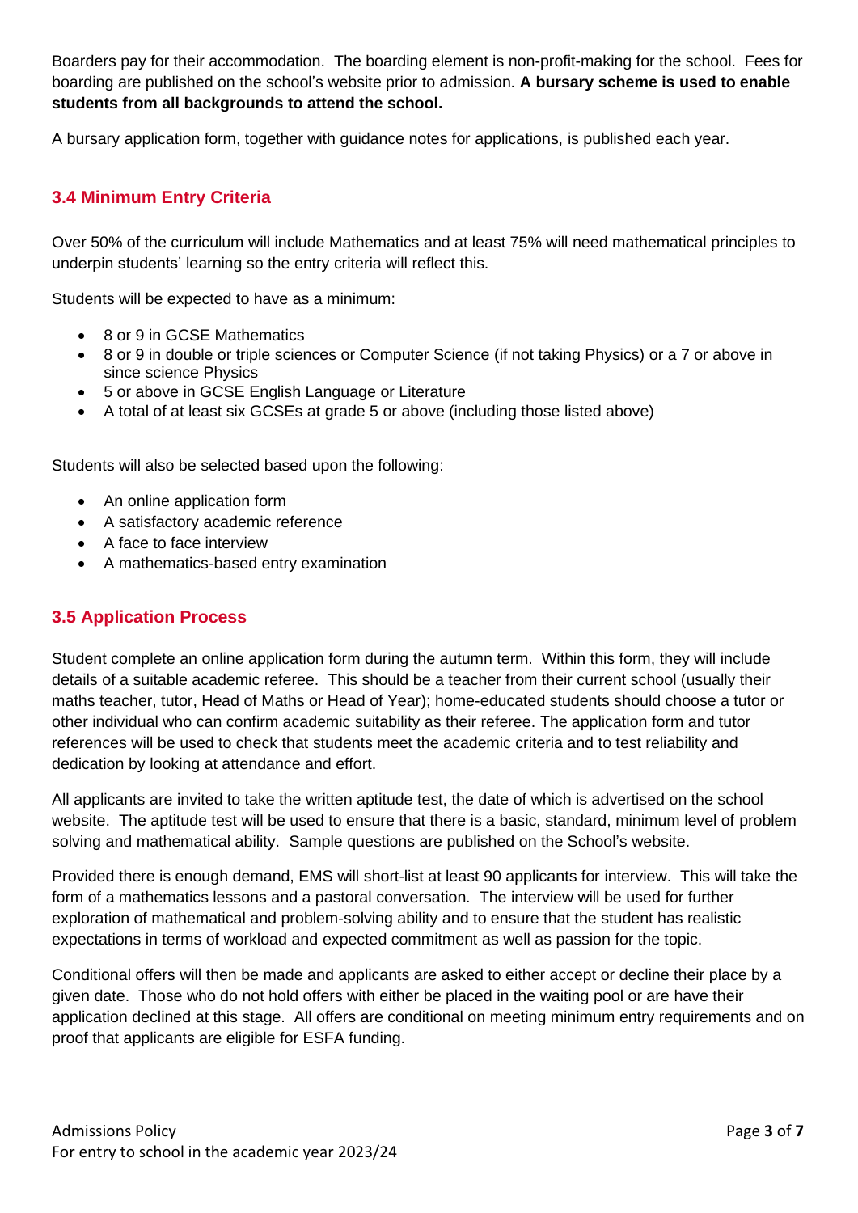Boarders pay for their accommodation. The boarding element is non-profit-making for the school. Fees for boarding are published on the school's website prior to admission. **A bursary scheme is used to enable students from all backgrounds to attend the school.**

A bursary application form, together with guidance notes for applications, is published each year.

### 3.4 Minimum Entry Criteria

Over 50% of the curriculum will include Mathematics and at least 75% will need mathematical principles to underpin students' learning so the entry criteria will reflect this.

Students will be expected to have as a minimum:

- 8 or 9 in GCSE Mathematics
- 8 or 9 in double or triple sciences or Computer Science (if not taking Physics) or a 7 or above in since science Physics
- 5 or above in GCSE English Language or Literature
- A total of at least six GCSEs at grade 5 or above (including those listed above)

Students will also be selected based upon the following:

- An online application form
- A satisfactory academic reference
- A face to face interview
- A mathematics-based entry examination

### 3.5 Application Process

Student complete an online application form during the autumn term. Within this form, they will include details of a suitable academic referee. This should be a teacher from their current school (usually their maths teacher, tutor, Head of Maths or Head of Year); home-educated students should choose a tutor or other individual who can confirm academic suitability as their referee. The application form and tutor references will be used to check that students meet the academic criteria and to test reliability and dedication by looking at attendance and effort.

All applicants are invited to take the written aptitude test, the date of which is advertised on the school website. The aptitude test will be used to ensure that there is a basic, standard, minimum level of problem solving and mathematical ability. Sample questions are published on the School's website.

Provided there is enough demand, EMS will short-list at least 90 applicants for interview. This will take the form of a mathematics lessons and a pastoral conversation. The interview will be used for further exploration of mathematical and problem-solving ability and to ensure that the student has realistic expectations in terms of workload and expected commitment as well as passion for the topic.

Conditional offers will then be made and applicants are asked to either accept or decline their place by a given date. Those who do not hold offers with either be placed in the waiting pool or are have their application declined at this stage. All offers are conditional on meeting minimum entry requirements and on proof that applicants are eligible for ESFA funding.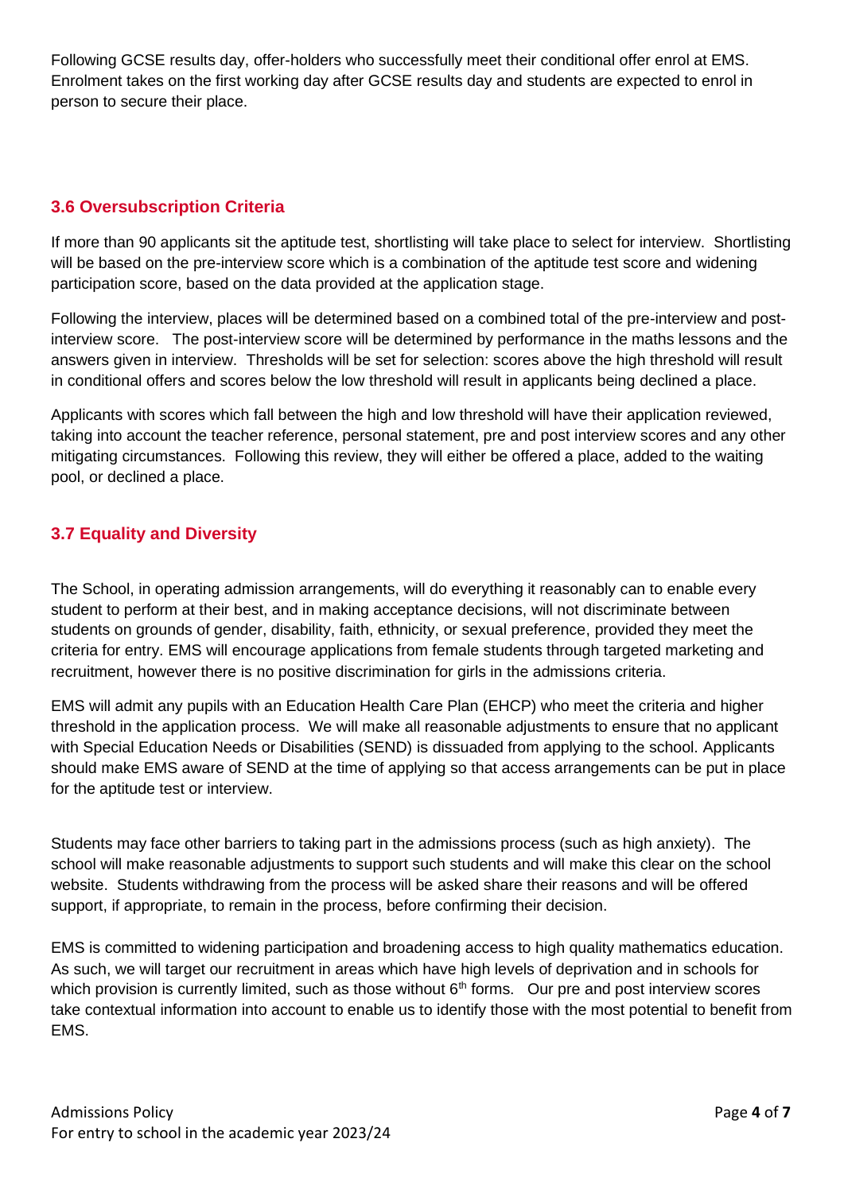Following GCSE results day, offer-holders who successfully meet their conditional offer enrol at EMS. Enrolment takes on the first working day after GCSE results day and students are expected to enrol in person to secure their place.

### 3.6 Oversubscription Criteria

If more than 90 applicants sit the aptitude test, shortlisting will take place to select for interview. Shortlisting will be based on the pre-interview score which is a combination of the aptitude test score and widening participation score, based on the data provided at the application stage.

Following the interview, places will be determined based on a combined total of the pre-interview and post-interview score. The post-interview score will be determined by performance in the maths lessons and the answers given in interview. Thresholds will be set for selection: scores above the high threshold will result in conditional offers and scores below the low threshold will result in applicants being declined a place.

Applicants with scores which fall between the high and low threshold will have their application reviewed, taking into account the teacher reference, personal statement, pre and post interview scores and any other mitigating circumstances. Following this review, they will either be offered a place, added to the waiting pool, or declined a place.

### 3.7 Equality and Diversity

The School, in operating admission arrangements, will do everything it reasonably can to enable every student to perform at their best, and in making acceptance decisions, will not discriminate between students on grounds of gender, disability, faith, ethnicity, or sexual preference, provided they meet the criteria for entry. EMS will encourage applications from female students through targeted marketing and recruitment, however there is no positive discrimination for girls in the admissions criteria.

EMS will admit any pupils with an Education Health Care Plan (EHCP) who meet the criteria and higher threshold in the application process. We will make all reasonable adjustments to ensure that no applicant with Special Education Needs or Disabilities (SEND) is dissuaded from applying to the school. Applicants should make EMS aware of SEND at the time of applying so that access arrangements can be put in place for the aptitude test or interview.

Students may face other barriers to taking part in the admissions process (such as high anxiety). The school will make reasonable adjustments to support such students and will make this clear on the school website. Students withdrawing from the process will be asked share their reasons and will be offered support, if appropriate, to remain in the process, before confirming their decision.

EMS is committed to widening participation and broadening access to high quality mathematics education. As such, we will target our recruitment in areas which have high levels of deprivation and in schools for which provision is currently limited, such as those without 6th forms. Our pre and post interview scores take contextual information into account to enable us to identify those with the most potential to benefit from EMS.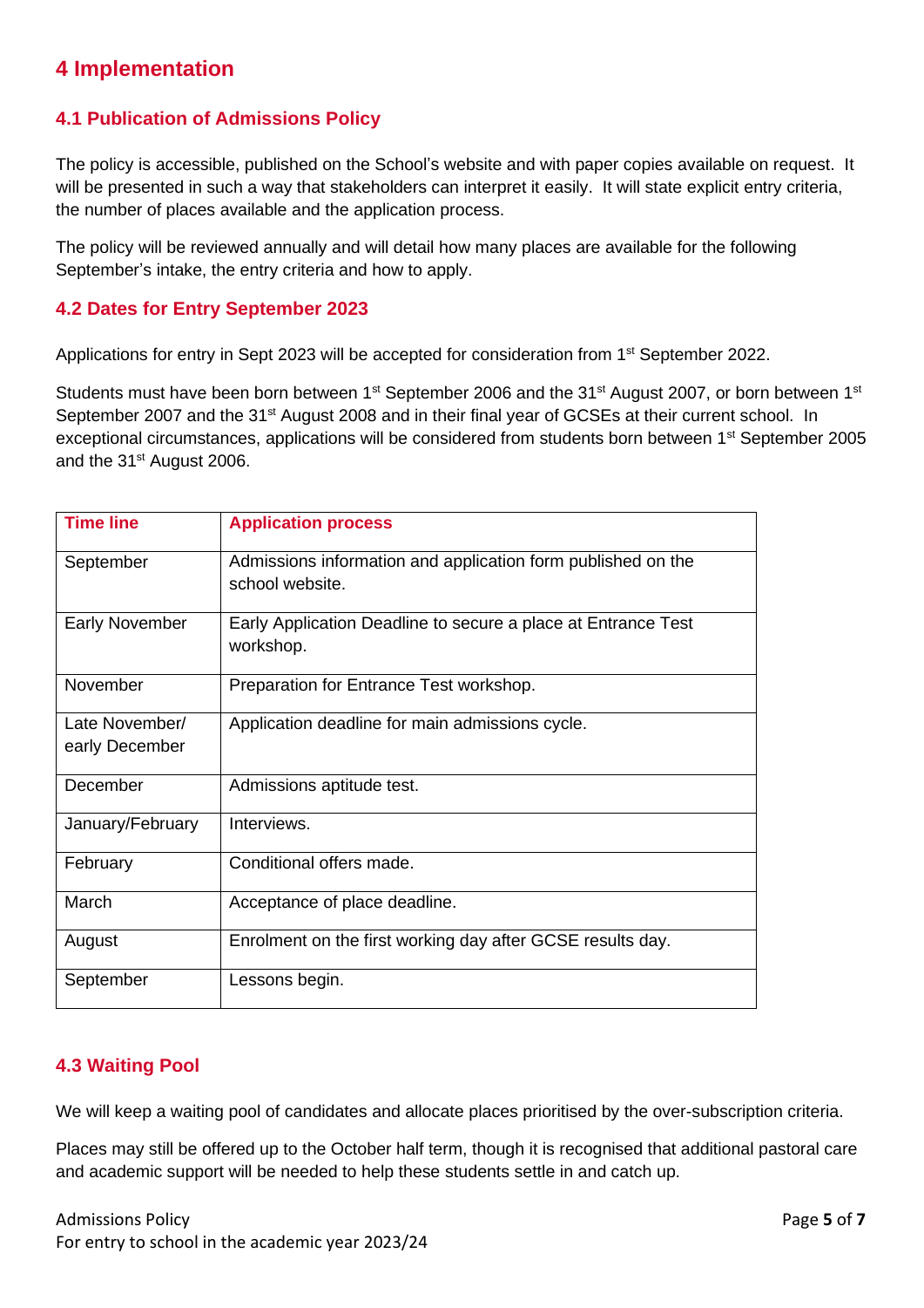## 4 Implementation

### 4.1 Publication of Admissions Policy

The policy is accessible, published on the School's website and with paper copies available on request. It will be presented in such a way that stakeholders can interpret it easily. It will state explicit entry criteria, the number of places available and the application process.

The policy will be reviewed annually and will detail how many places are available for the following September's intake, the entry criteria and how to apply.

### 4.2 Dates for Entry September 2023

Applications for entry in Sept 2023 will be accepted for consideration from 1st September 2022.

Students must have been born between 1st September 2006 and the 31st August 2007, or born between 1st September 2007 and the 31st August 2008 and in their final year of GCSEs at their current school. In exceptional circumstances, applications will be considered from students born between 1st September 2005 and the 31st August 2006.

| Time line | Application process |
|---|---|
| September | Admissions information and application form published on the school website. |
| Early November | Early Application Deadline to secure a place at Entrance Test workshop. |
| November | Preparation for Entrance Test workshop. |
| Late November/ early December | Application deadline for main admissions cycle. |
| December | Admissions aptitude test. |
| January/February | Interviews. |
| February | Conditional offers made. |
| March | Acceptance of place deadline. |
| August | Enrolment on the first working day after GCSE results day. |
| September | Lessons begin. |

### 4.3 Waiting Pool

We will keep a waiting pool of candidates and allocate places prioritised by the over-subscription criteria.

Places may still be offered up to the October half term, though it is recognised that additional pastoral care and academic support will be needed to help these students settle in and catch up.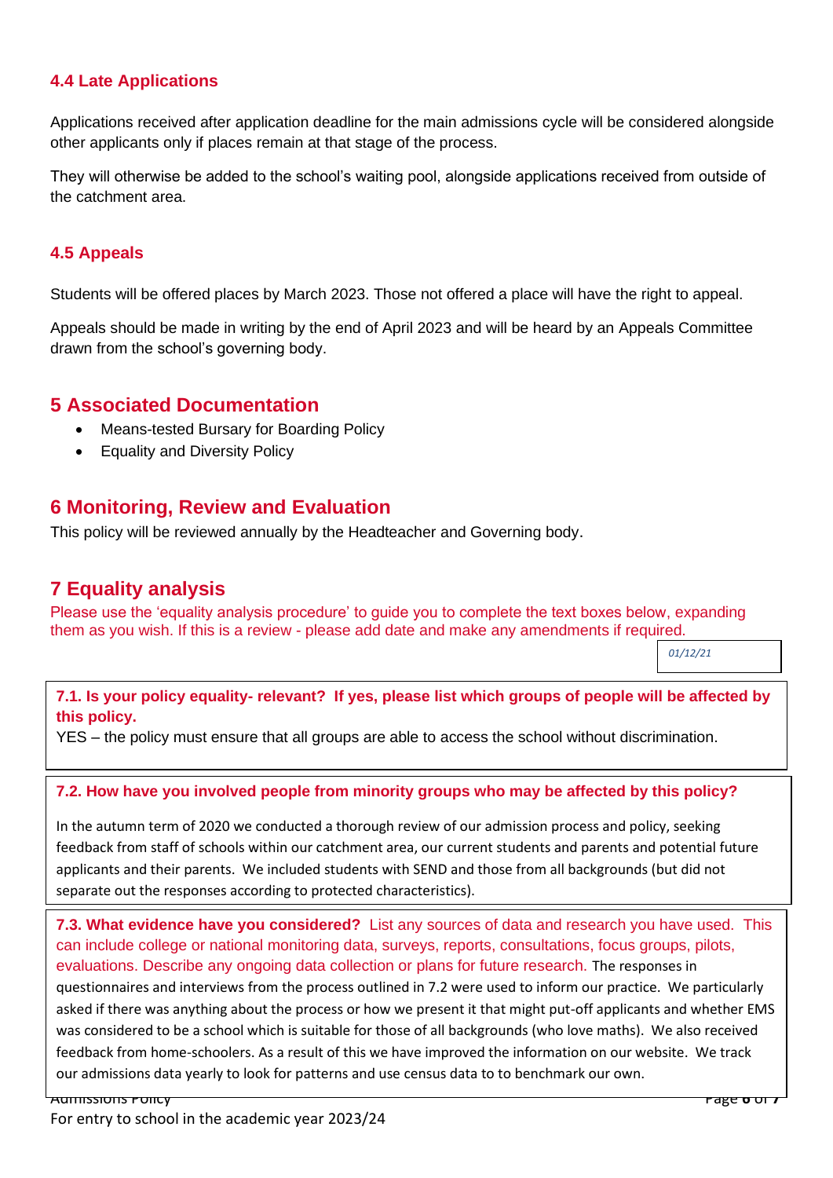### 4.4 Late Applications

Applications received after application deadline for the main admissions cycle will be considered alongside other applicants only if places remain at that stage of the process.

They will otherwise be added to the school's waiting pool, alongside applications received from outside of the catchment area.

### 4.5 Appeals

Students will be offered places by March 2023. Those not offered a place will have the right to appeal.

Appeals should be made in writing by the end of April 2023 and will be heard by an Appeals Committee drawn from the school's governing body.

## 5 Associated Documentation

- Means-tested Bursary for Boarding Policy
- Equality and Diversity Policy

## 6 Monitoring, Review and Evaluation

This policy will be reviewed annually by the Headteacher and Governing body.

## 7 Equality analysis

Please use the 'equality analysis procedure' to guide you to complete the text boxes below, expanding them as you wish. If this is a review - please add date and make any amendments if required.

*01/12/21*

**7.1. Is your policy equality- relevant? If yes, please list which groups of people will be affected by this policy.**

YES – the policy must ensure that all groups are able to access the school without discrimination.

**7.2. How have you involved people from minority groups who may be affected by this policy?**

In the autumn term of 2020 we conducted a thorough review of our admission process and policy, seeking feedback from staff of schools within our catchment area, our current students and parents and potential future applicants and their parents. We included students with SEND and those from all backgrounds (but did not separate out the responses according to protected characteristics).

**7.3. What evidence have you considered?** List any sources of data and research you have used. This can include college or national monitoring data, surveys, reports, consultations, focus groups, pilots, evaluations. Describe any ongoing data collection or plans for future research. The responses in questionnaires and interviews from the process outlined in 7.2 were used to inform our practice. We particularly asked if there was anything about the process or how we present it that might put-off applicants and whether EMS was considered to be a school which is suitable for those of all backgrounds (who love maths). We also received feedback from home-schoolers. As a result of this we have improved the information on our website. We track our admissions data yearly to look for patterns and use census data to to benchmark our own.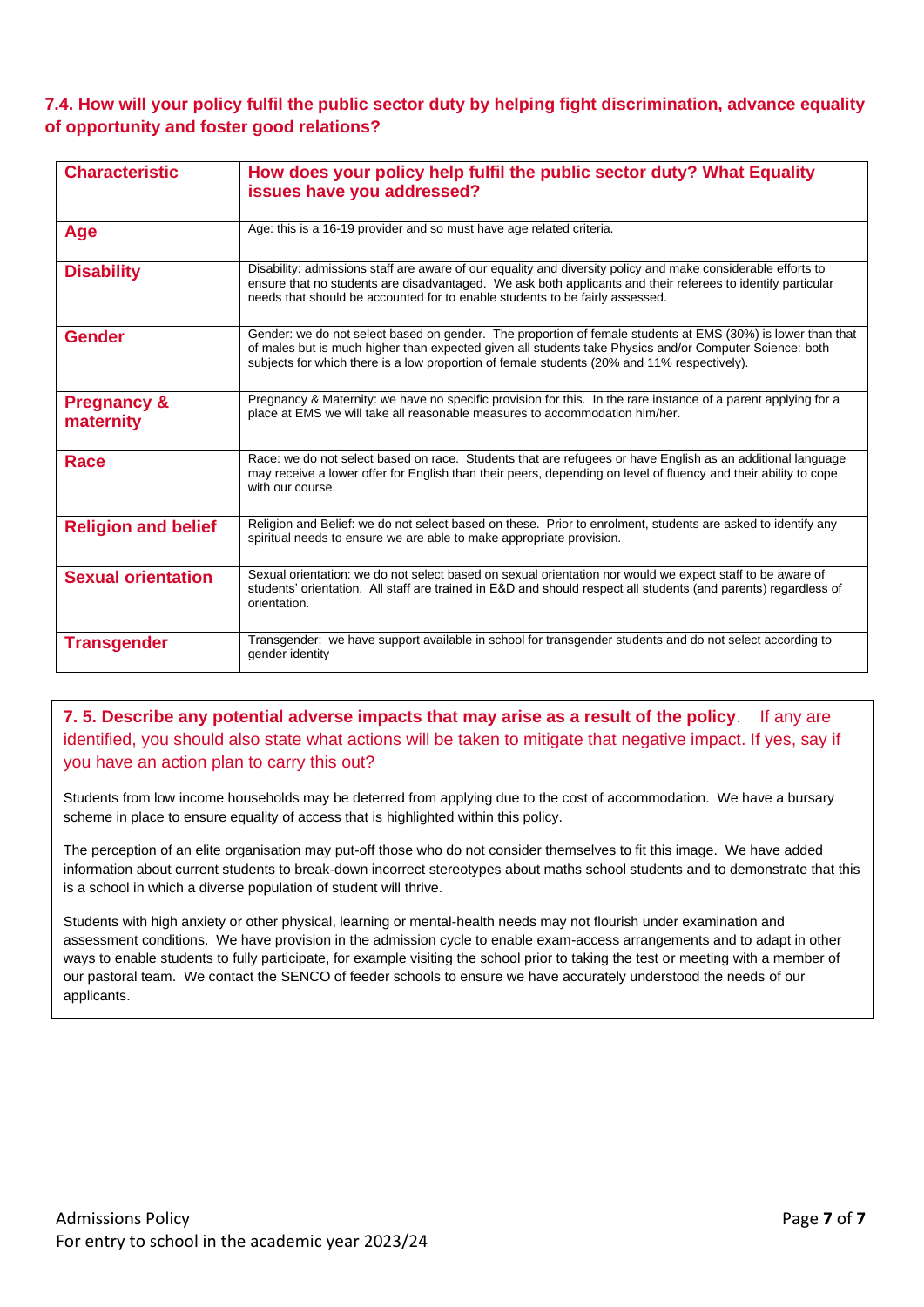### 7.4. How will your policy fulfil the public sector duty by helping fight discrimination, advance equality of opportunity and foster good relations?

| Characteristic | How does your policy help fulfil the public sector duty? What Equality issues have you addressed? |
|---|---|
| **Age** | Age: this is a 16-19 provider and so must have age related criteria. |
| **Disability** | Disability: admissions staff are aware of our equality and diversity policy and make considerable efforts to ensure that no students are disadvantaged. We ask both applicants and their referees to identify particular needs that should be accounted for to enable students to be fairly assessed. |
| **Gender** | Gender: we do not select based on gender. The proportion of female students at EMS (30%) is lower than that of males but is much higher than expected given all students take Physics and/or Computer Science: both subjects for which there is a low proportion of female students (20% and 11% respectively). |
| **Pregnancy & maternity** | Pregnancy & Maternity: we have no specific provision for this. In the rare instance of a parent applying for a place at EMS we will take all reasonable measures to accommodation him/her. |
| **Race** | Race: we do not select based on race. Students that are refugees or have English as an additional language may receive a lower offer for English than their peers, depending on level of fluency and their ability to cope with our course. |
| **Religion and belief** | Religion and Belief: we do not select based on these. Prior to enrolment, students are asked to identify any spiritual needs to ensure we are able to make appropriate provision. |
| **Sexual orientation** | Sexual orientation: we do not select based on sexual orientation nor would we expect staff to be aware of students' orientation. All staff are trained in E&D and should respect all students (and parents) regardless of orientation. |
| **Transgender** | Transgender: we have support available in school for transgender students and do not select according to gender identity |

**7. 5. Describe any potential adverse impacts that may arise as a result of the policy**. If any are identified, you should also state what actions will be taken to mitigate that negative impact. If yes, say if you have an action plan to carry this out?

Students from low income households may be deterred from applying due to the cost of accommodation. We have a bursary scheme in place to ensure equality of access that is highlighted within this policy.

The perception of an elite organisation may put-off those who do not consider themselves to fit this image. We have added information about current students to break-down incorrect stereotypes about maths school students and to demonstrate that this is a school in which a diverse population of student will thrive.

Students with high anxiety or other physical, learning or mental-health needs may not flourish under examination and assessment conditions. We have provision in the admission cycle to enable exam-access arrangements and to adapt in other ways to enable students to fully participate, for example visiting the school prior to taking the test or meeting with a member of our pastoral team. We contact the SENCO of feeder schools to ensure we have accurately understood the needs of our applicants.